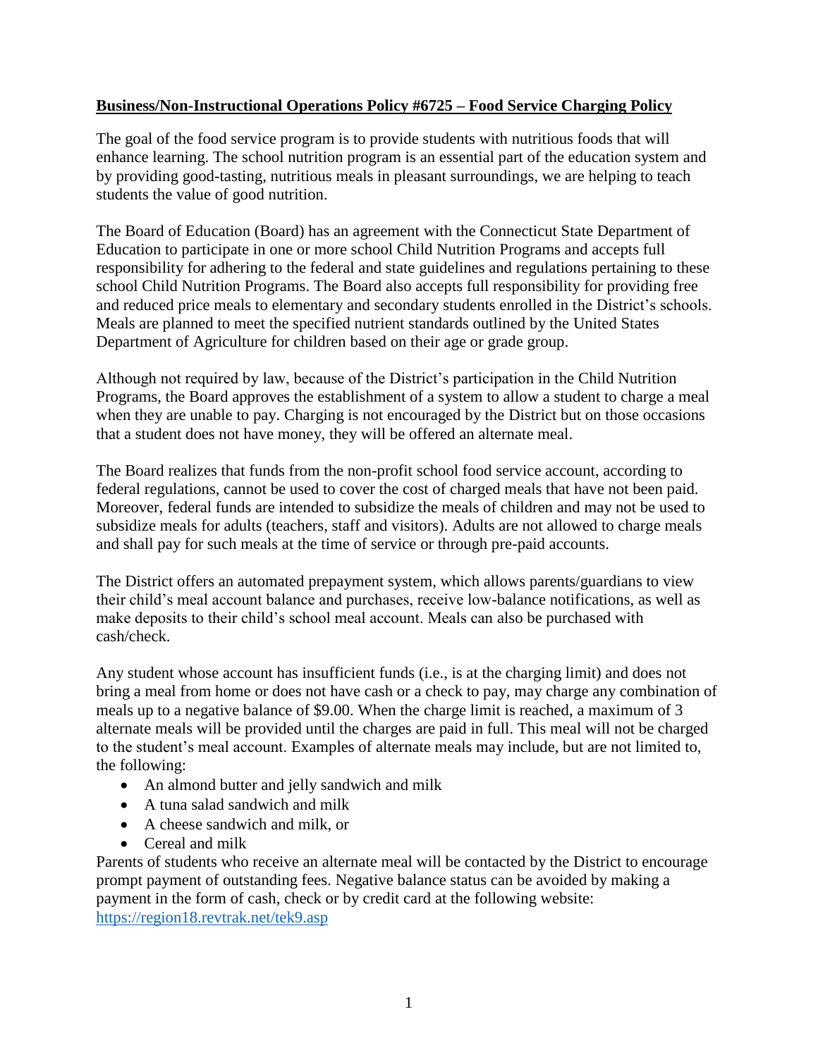**Business/Non-Instructional Operations Policy #6725 – Food Service Charging Policy**

The goal of the food service program is to provide students with nutritious foods that will enhance learning. The school nutrition program is an essential part of the education system and by providing good-tasting, nutritious meals in pleasant surroundings, we are helping to teach students the value of good nutrition.

The Board of Education (Board) has an agreement with the Connecticut State Department of Education to participate in one or more school Child Nutrition Programs and accepts full responsibility for adhering to the federal and state guidelines and regulations pertaining to these school Child Nutrition Programs. The Board also accepts full responsibility for providing free and reduced price meals to elementary and secondary students enrolled in the District's schools. Meals are planned to meet the specified nutrient standards outlined by the United States Department of Agriculture for children based on their age or grade group.

Although not required by law, because of the District's participation in the Child Nutrition Programs, the Board approves the establishment of a system to allow a student to charge a meal when they are unable to pay. Charging is not encouraged by the District but on those occasions that a student does not have money, they will be offered an alternate meal.

The Board realizes that funds from the non-profit school food service account, according to federal regulations, cannot be used to cover the cost of charged meals that have not been paid. Moreover, federal funds are intended to subsidize the meals of children and may not be used to subsidize meals for adults (teachers, staff and visitors). Adults are not allowed to charge meals and shall pay for such meals at the time of service or through pre-paid accounts.

The District offers an automated prepayment system, which allows parents/guardians to view their child's meal account balance and purchases, receive low-balance notifications, as well as make deposits to their child's school meal account. Meals can also be purchased with cash/check.

Any student whose account has insufficient funds (i.e., is at the charging limit) and does not bring a meal from home or does not have cash or a check to pay, may charge any combination of meals up to a negative balance of $9.00. When the charge limit is reached, a maximum of 3 alternate meals will be provided until the charges are paid in full. This meal will not be charged to the student's meal account. Examples of alternate meals may include, but are not limited to, the following:

- An almond butter and jelly sandwich and milk
- A tuna salad sandwich and milk
- A cheese sandwich and milk, or
- Cereal and milk

Parents of students who receive an alternate meal will be contacted by the District to encourage prompt payment of outstanding fees. Negative balance status can be avoided by making a payment in the form of cash, check or by credit card at the following website: https://region18.revtrak.net/tek9.asp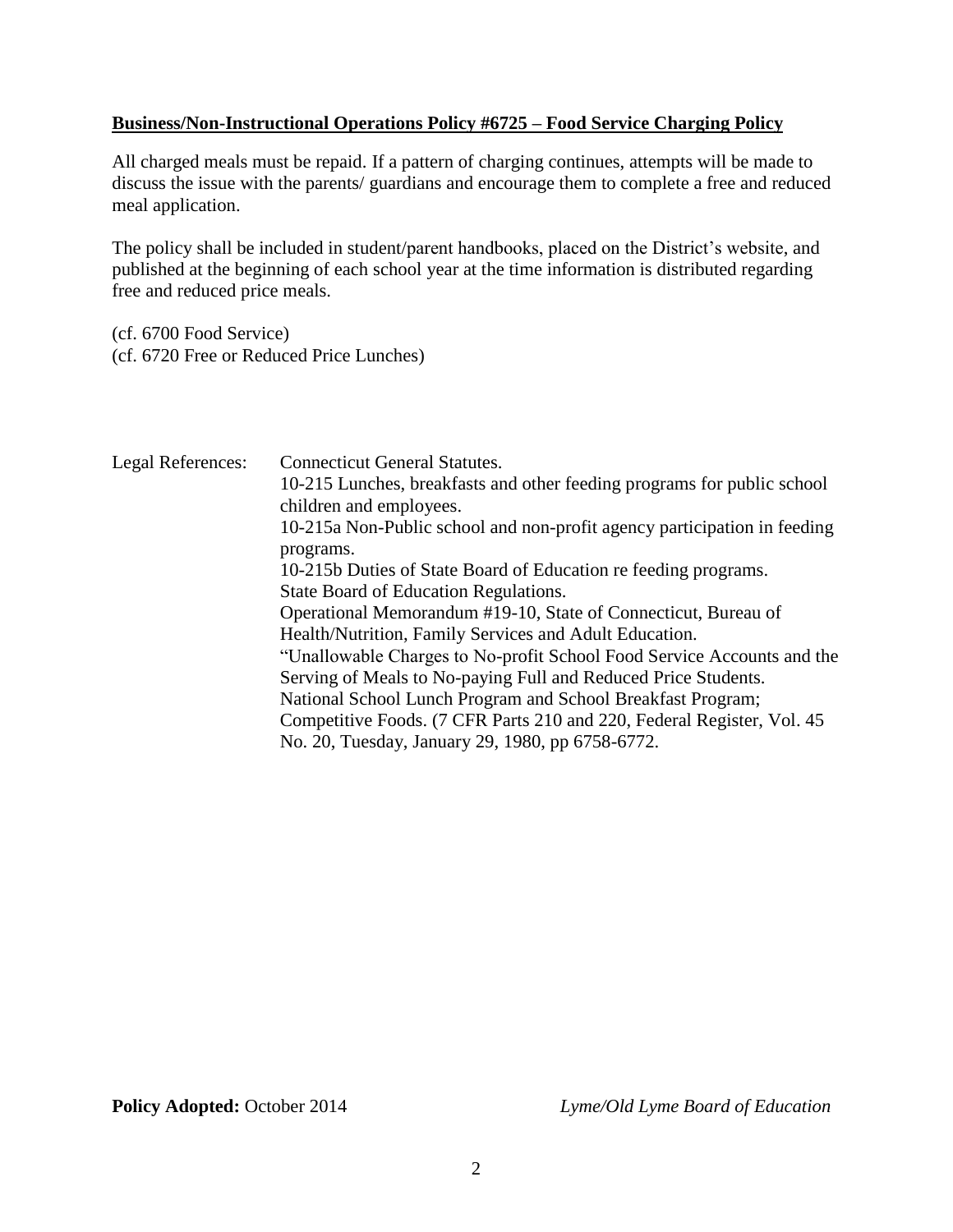**Business/Non-Instructional Operations Policy #6725 – Food Service Charging Policy**

All charged meals must be repaid. If a pattern of charging continues, attempts will be made to discuss the issue with the parents/ guardians and encourage them to complete a free and reduced meal application.

The policy shall be included in student/parent handbooks, placed on the District's website, and published at the beginning of each school year at the time information is distributed regarding free and reduced price meals.

(cf. 6700 Food Service)
(cf. 6720 Free or Reduced Price Lunches)

Legal References:

Connecticut General Statutes.

10-215 Lunches, breakfasts and other feeding programs for public school children and employees.

10-215a Non-Public school and non-profit agency participation in feeding programs.

10-215b Duties of State Board of Education re feeding programs.

State Board of Education Regulations.

Operational Memorandum #19-10, State of Connecticut, Bureau of Health/Nutrition, Family Services and Adult Education.

"Unallowable Charges to No-profit School Food Service Accounts and the Serving of Meals to No-paying Full and Reduced Price Students.

National School Lunch Program and School Breakfast Program; Competitive Foods. (7 CFR Parts 210 and 220, Federal Register, Vol. 45 No. 20, Tuesday, January 29, 1980, pp 6758-6772.

**Policy Adopted:** October 2014

*Lyme/Old Lyme Board of Education*